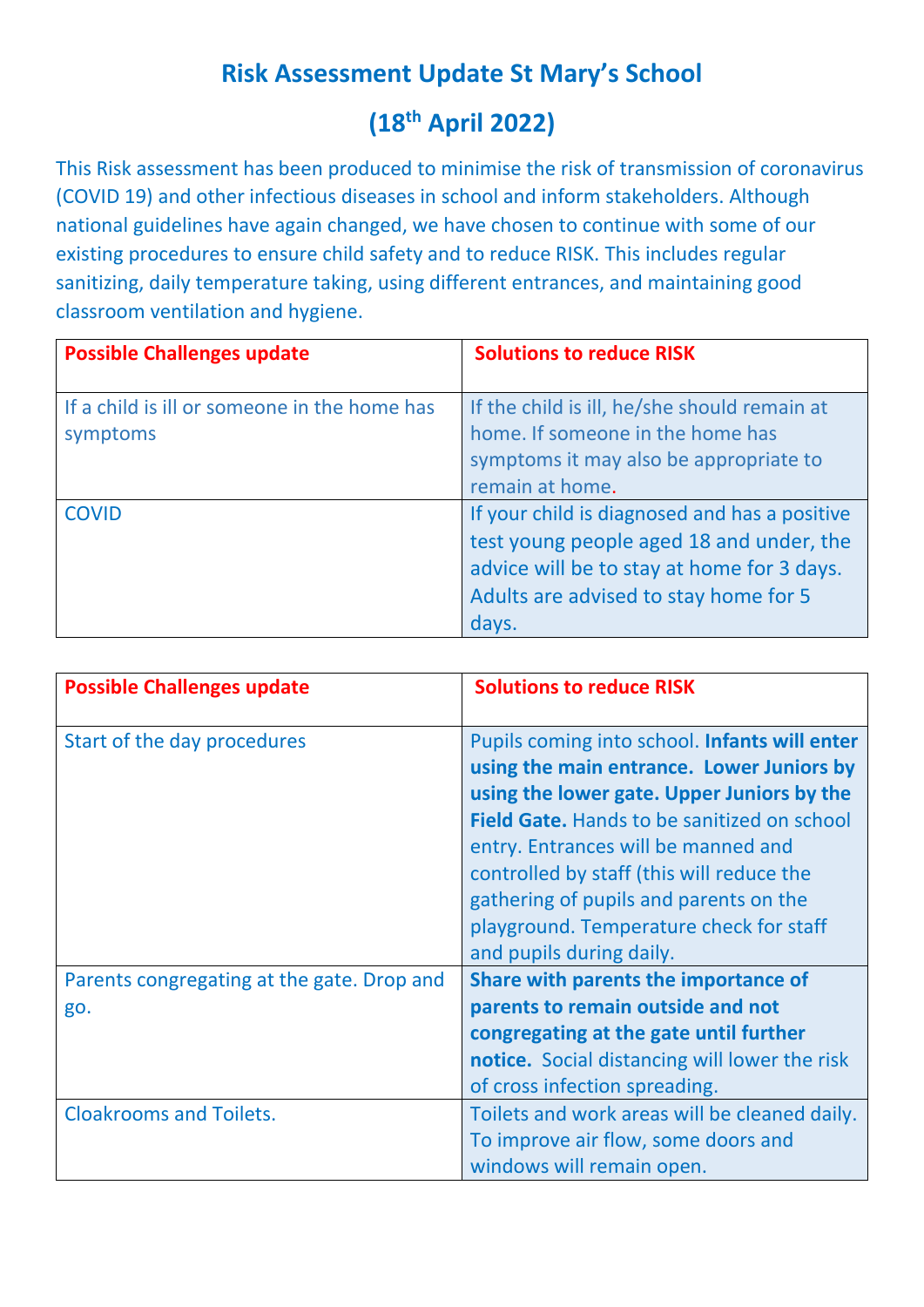# Risk Assessment Update St Mary's School

## (18th April 2022)

This Risk assessment has been produced to minimise the risk of transmission of coronavirus (COVID 19) and other infectious diseases in school and inform stakeholders. Although national guidelines have again changed, we have chosen to continue with some of our existing procedures to ensure child safety and to reduce RISK. This includes regular sanitizing, daily temperature taking, using different entrances, and maintaining good classroom ventilation and hygiene.

| **Possible Challenges update** | **Solutions to reduce RISK** |
| --- | --- |
| If a child is ill or someone in the home has symptoms | If the child is ill, he/she should remain at home. If someone in the home has symptoms it may also be appropriate to remain at home. |
| COVID | If your child is diagnosed and has a positive test young people aged 18 and under, the advice will be to stay at home for 3 days. Adults are advised to stay home for 5 days. |

| **Possible Challenges update** | **Solutions to reduce RISK** |
| --- | --- |
| Start of the day procedures | Pupils coming into school. **Infants will enter using the main entrance. Lower Juniors by using the lower gate. Upper Juniors by the Field Gate.** Hands to be sanitized on school entry. Entrances will be manned and controlled by staff (this will reduce the gathering of pupils and parents on the playground. Temperature check for staff and pupils during daily. |
| Parents congregating at the gate. Drop and go. | **Share with parents the importance of parents to remain outside and not congregating at the gate until further notice.** Social distancing will lower the risk of cross infection spreading. |
| Cloakrooms and Toilets. | Toilets and work areas will be cleaned daily. To improve air flow, some doors and windows will remain open. |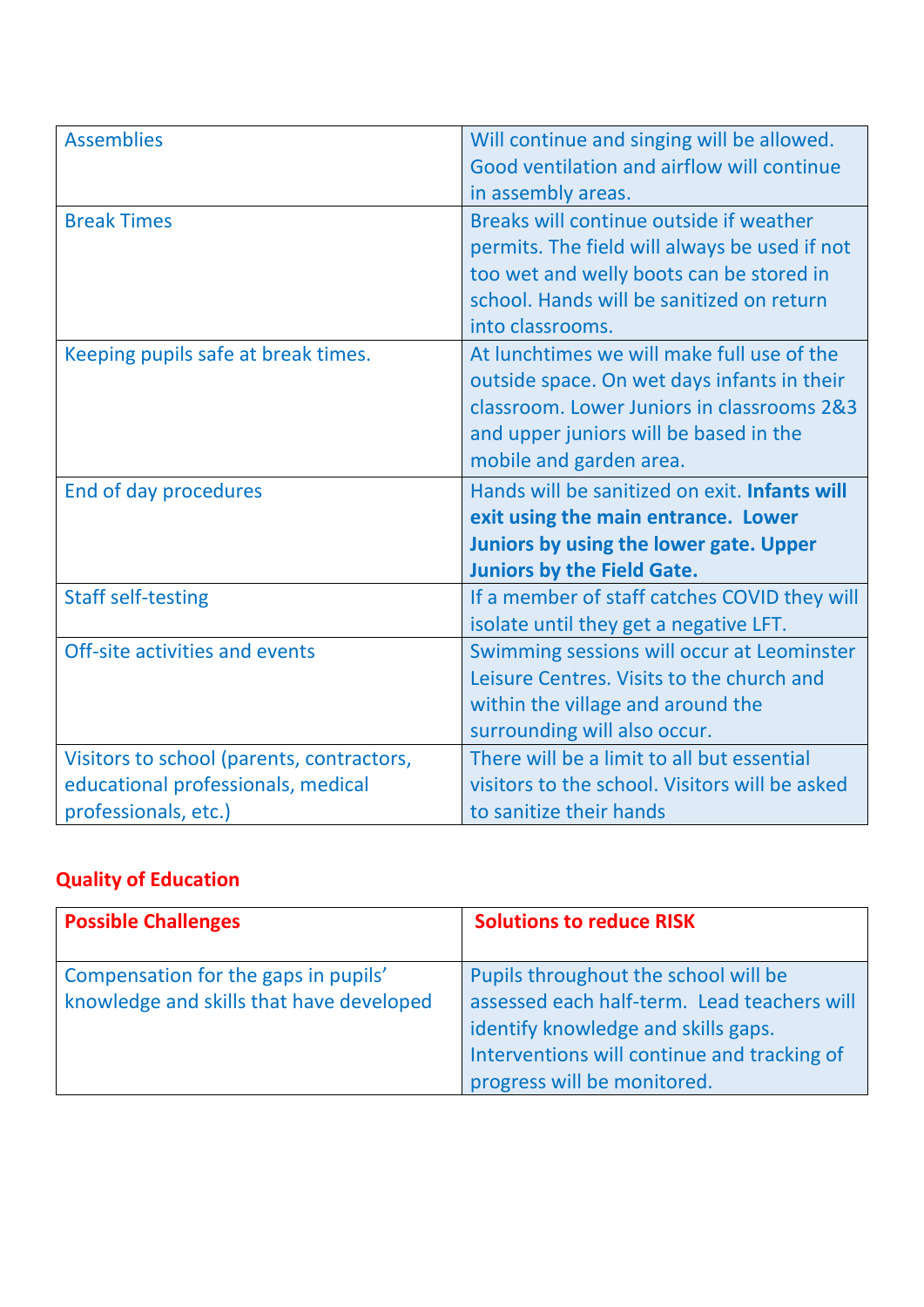| | |
|---|---|
| Assemblies | Will continue and singing will be allowed. Good ventilation and airflow will continue in assembly areas. |
| Break Times | Breaks will continue outside if weather permits. The field will always be used if not too wet and welly boots can be stored in school. Hands will be sanitized on return into classrooms. |
| Keeping pupils safe at break times. | At lunchtimes we will make full use of the outside space. On wet days infants in their classroom. Lower Juniors in classrooms 2&3 and upper juniors will be based in the mobile and garden area. |
| End of day procedures | Hands will be sanitized on exit. **Infants will exit using the main entrance. Lower Juniors by using the lower gate. Upper Juniors by the Field Gate.** |
| Staff self-testing | If a member of staff catches COVID they will isolate until they get a negative LFT. |
| Off-site activities and events | Swimming sessions will occur at Leominster Leisure Centres. Visits to the church and within the village and around the surrounding will also occur. |
| Visitors to school (parents, contractors, educational professionals, medical professionals, etc.) | There will be a limit to all but essential visitors to the school. Visitors will be asked to sanitize their hands |

## Quality of Education

| Possible Challenges | Solutions to reduce RISK |
|---|---|
| Compensation for the gaps in pupils' knowledge and skills that have developed | Pupils throughout the school will be assessed each half-term. Lead teachers will identify knowledge and skills gaps. Interventions will continue and tracking of progress will be monitored. |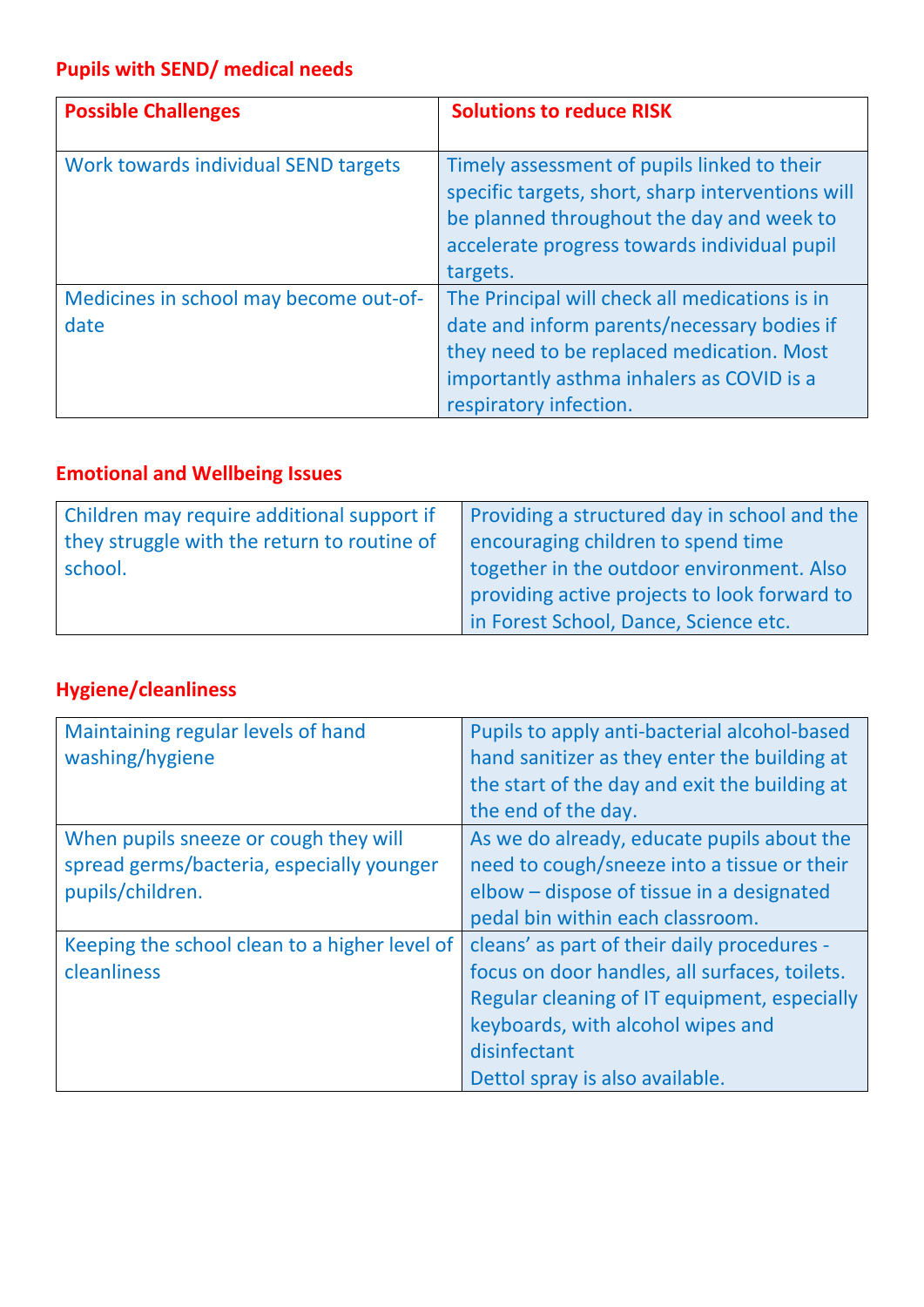## Pupils with SEND/ medical needs

| Possible Challenges | Solutions to reduce RISK |
|---|---|
| Work towards individual SEND targets | Timely assessment of pupils linked to their specific targets, short, sharp interventions will be planned throughout the day and week to accelerate progress towards individual pupil targets. |
| Medicines in school may become out-of-date | The Principal will check all medications is in date and inform parents/necessary bodies if they need to be replaced medication. Most importantly asthma inhalers as COVID is a respiratory infection. |

## Emotional and Wellbeing Issues

| | |
|---|---|
| Children may require additional support if they struggle with the return to routine of school. | Providing a structured day in school and the encouraging children to spend time together in the outdoor environment. Also providing active projects to look forward to in Forest School, Dance, Science etc. |

## Hygiene/cleanliness

| | |
|---|---|
| Maintaining regular levels of hand washing/hygiene | Pupils to apply anti-bacterial alcohol-based hand sanitizer as they enter the building at the start of the day and exit the building at the end of the day. |
| When pupils sneeze or cough they will spread germs/bacteria, especially younger pupils/children. | As we do already, educate pupils about the need to cough/sneeze into a tissue or their elbow – dispose of tissue in a designated pedal bin within each classroom. |
| Keeping the school clean to a higher level of cleanliness | cleans' as part of their daily procedures - focus on door handles, all surfaces, toilets. Regular cleaning of IT equipment, especially keyboards, with alcohol wipes and disinfectant<br>Dettol spray is also available. |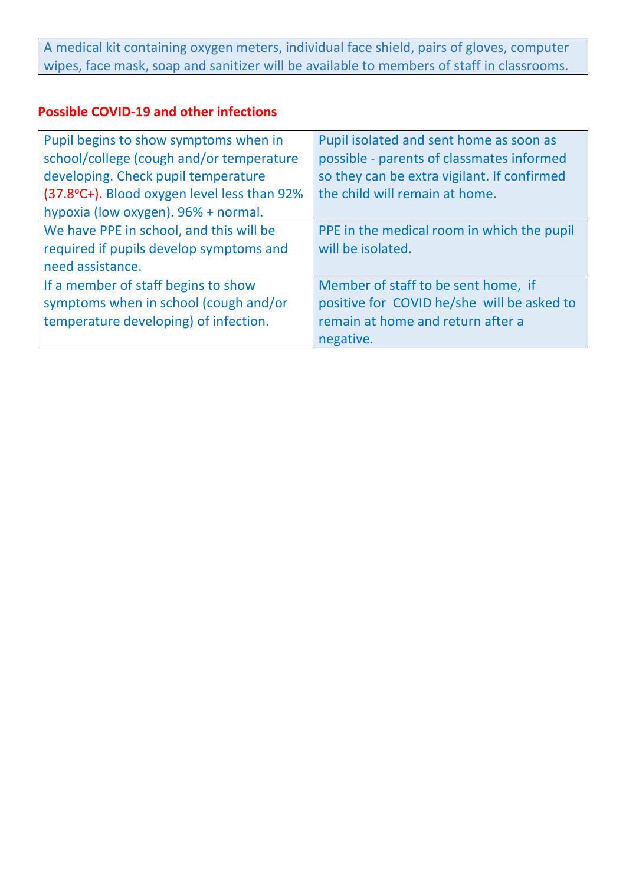A medical kit containing oxygen meters, individual face shield, pairs of gloves, computer wipes, face mask, soap and sanitizer will be available to members of staff in classrooms.

## Possible COVID-19 and other infections

| | |
|---|---|
| Pupil begins to show symptoms when in school/college (cough and/or temperature developing. Check pupil temperature (37.8°C+). Blood oxygen level less than 92% hypoxia (low oxygen). 96% + normal. | Pupil isolated and sent home as soon as possible - parents of classmates informed so they can be extra vigilant. If confirmed the child will remain at home. |
| We have PPE in school, and this will be required if pupils develop symptoms and need assistance. | PPE in the medical room in which the pupil will be isolated. |
| If a member of staff begins to show symptoms when in school (cough and/or temperature developing) of infection. | Member of staff to be sent home, if positive for COVID he/she will be asked to remain at home and return after a negative. |